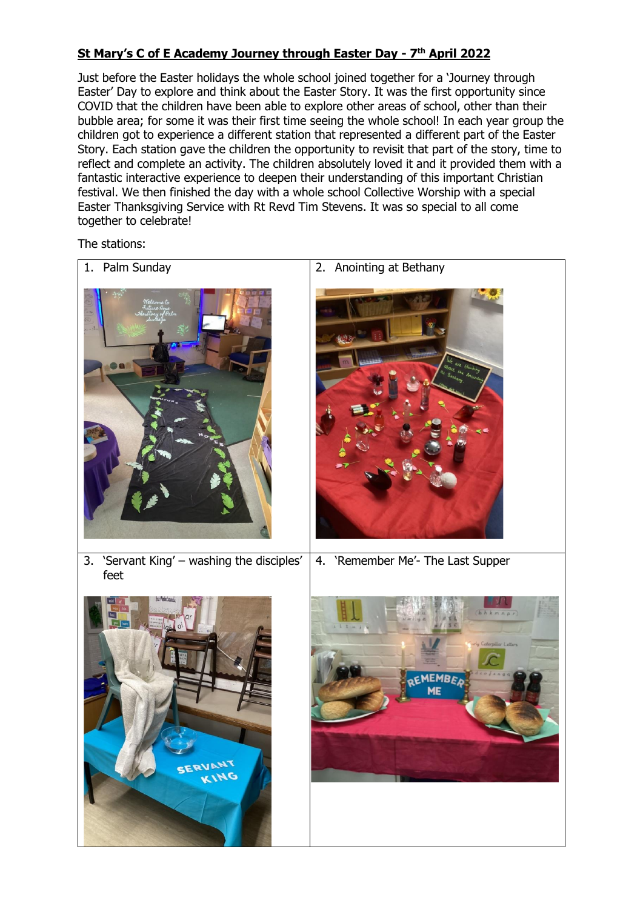# St Mary's C of E Academy Journey through Easter Day - 7th April 2022

Just before the Easter holidays the whole school joined together for a 'Journey through Easter' Day to explore and think about the Easter Story. It was the first opportunity since COVID that the children have been able to explore other areas of school, other than their bubble area; for some it was their first time seeing the whole school! In each year group the children got to experience a different station that represented a different part of the Easter Story. Each station gave the children the opportunity to revisit that part of the story, time to reflect and complete an activity. The children absolutely loved it and it provided them with a fantastic interactive experience to deepen their understanding of this important Christian festival. We then finished the day with a whole school Collective Worship with a special Easter Thanksgiving Service with Rt Revd Tim Stevens. It was so special to all come together to celebrate!

The stations:

| 1. Palm Sunday | 2. Anointing at Bethany |
| --- | --- |
| 3. 'Servant King' – washing the disciples' feet | 4. 'Remember Me'- The Last Supper |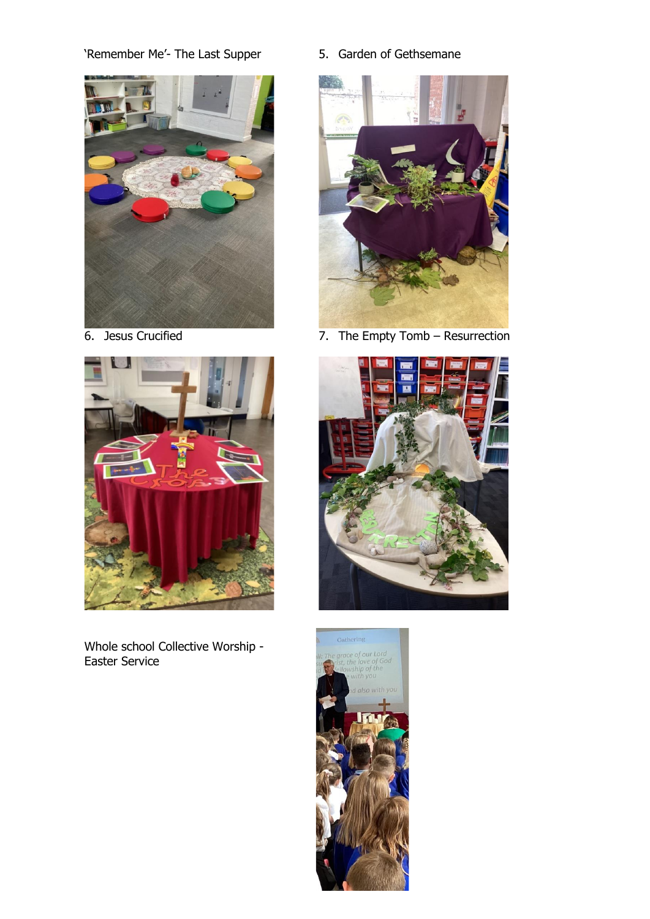'Remember Me'- The Last Supper

5. Garden of Gethsemane

6. Jesus Crucified

7. The Empty Tomb – Resurrection

Whole school Collective Worship - Easter Service